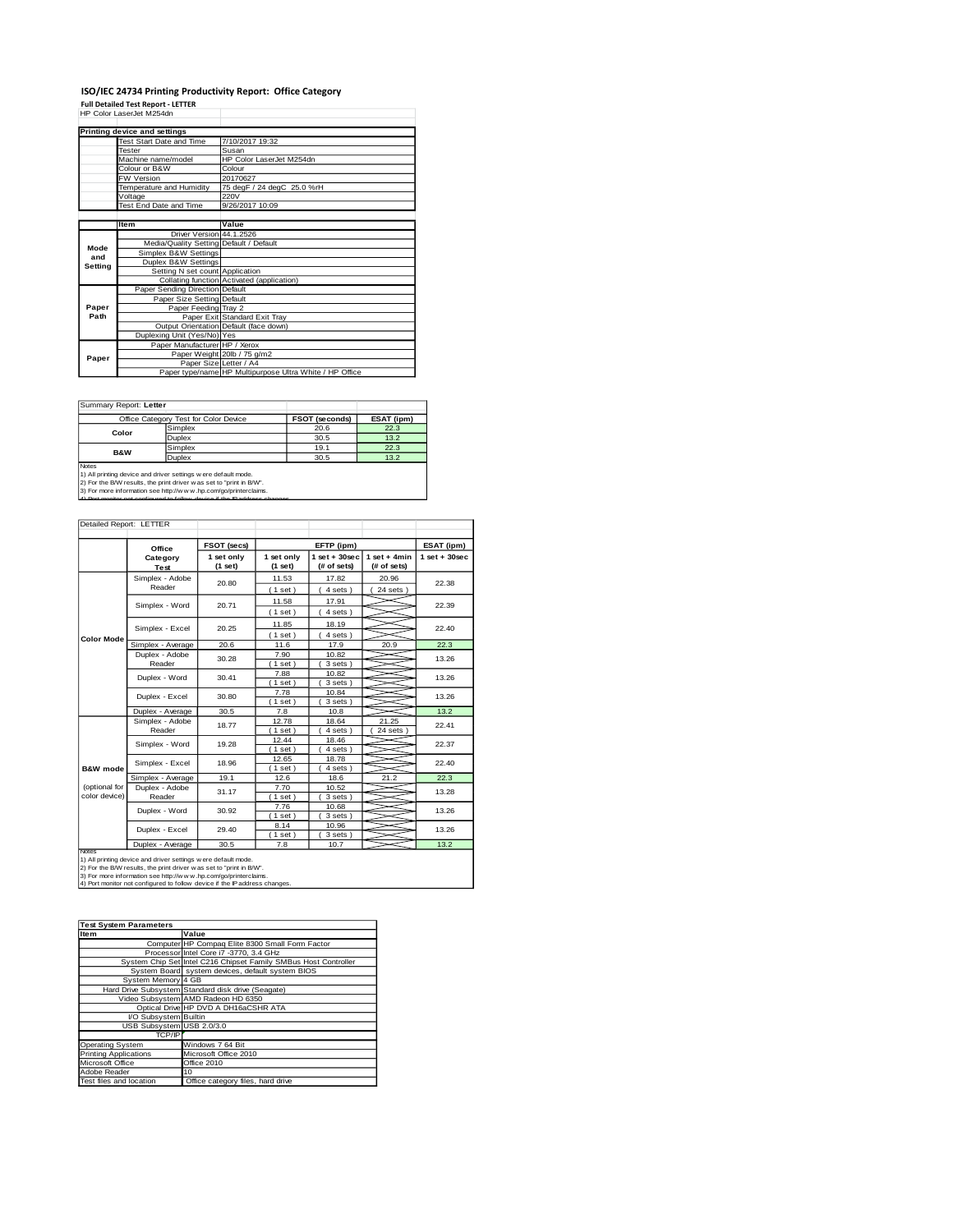# ISO/IEC 24734 Printing Productivity Report: Office Category

**Full Detailed Test Report - LETTER**

HP Color LaserJet M254dn

| Printing device and settings | |
|---|---|
| Test Start Date and Time | 7/10/2017 19:32 |
| Tester | Susan |
| Machine name/model | HP Color LaserJet M254dn |
| Colour or B&W | Colour |
| FW Version | 20170627 |
| Temperature and Humidity | 75 degF / 24 degC 25.0 %rH |
| Voltage | 220V |
| Test End Date and Time | 9/26/2017 10:09 |

| | Item | Value |
|---|---|---|
| Mode and Setting | Driver Version | 44.1.2526 |
| | Media/Quality Setting | Default / Default |
| | Simplex B&W Settings | |
| | Duplex B&W Settings | |
| | Setting N set count | Application |
| | Collating function | Activated (application) |
| Paper Path | Paper Sending Direction | Default |
| | Paper Size Setting | Default |
| | Paper Feeding | Tray 2 |
| | Paper Exit | Standard Exit Tray |
| | Output Orientation | Default (face down) |
| | Duplexing Unit (Yes/No) | Yes |
| Paper | Paper Manufacturer | HP / Xerox |
| | Paper Weight | 20lb / 75 g/m2 |
| | Paper Size | Letter / A4 |
| | Paper type/name | HP Multipurpose Ultra White / HP Office |

Summary Report: **Letter**

| Office Category Test for Color Device | | FSOT (seconds) | ESAT (ipm) |
|---|---|---|---|
| Color | Simplex | 20.6 | 22.3 |
| | Duplex | 30.5 | 13.2 |
| B&W | Simplex | 19.1 | 22.3 |
| | Duplex | 30.5 | 13.2 |

Notes
1) All printing device and driver settings were default mode.
2) For the B/W results, the print driver was set to "print in B/W".
3) For more information see http://www.hp.com/go/printerclaims.
4) Port monitor not configured to follow device if the IP address changes.

Detailed Report: LETTER

| | Office Category Test | FSOT (secs) 1 set only (1 set) | EFTP (ipm) 1 set only (1 set) | EFTP (ipm) 1 set + 30sec (# of sets) | EFTP (ipm) 1 set + 4min (# of sets) | ESAT (ipm) 1 set + 30sec |
|---|---|---|---|---|---|---|
| Color Mode | Simplex - Adobe Reader | 20.80 | 11.53 (1 set) | 17.82 (4 sets) | 20.96 (24 sets) | 22.38 |
| | Simplex - Word | 20.71 | 11.58 (1 set) | 17.91 (4 sets) | | 22.39 |
| | Simplex - Excel | 20.25 | 11.85 (1 set) | 18.19 (4 sets) | | 22.40 |
| | Simplex - Average | 20.6 | 11.6 | 17.9 | 20.9 | 22.3 |
| | Duplex - Adobe Reader | 30.28 | 7.90 (1 set) | 10.82 (3 sets) | | 13.26 |
| | Duplex - Word | 30.41 | 7.88 (1 set) | 10.82 (3 sets) | | 13.26 |
| | Duplex - Excel | 30.80 | 7.78 (1 set) | 10.84 (3 sets) | | 13.26 |
| | Duplex - Average | 30.5 | 7.8 | 10.8 | | 13.2 |
| B&W mode (optional for color device) | Simplex - Adobe Reader | 18.77 | 12.78 (1 set) | 18.64 (4 sets) | 21.25 (24 sets) | 22.41 |
| | Simplex - Word | 19.28 | 12.44 (1 set) | 18.46 (4 sets) | | 22.37 |
| | Simplex - Excel | 18.96 | 12.65 (1 set) | 18.78 (4 sets) | | 22.40 |
| | Simplex - Average | 19.1 | 12.6 | 18.6 | 21.2 | 22.3 |
| | Duplex - Adobe Reader | 31.17 | 7.70 (1 set) | 10.52 (3 sets) | | 13.28 |
| | Duplex - Word | 30.92 | 7.76 (1 set) | 10.68 (3 sets) | | 13.26 |
| | Duplex - Excel | 29.40 | 8.14 (1 set) | 10.96 (3 sets) | | 13.26 |
| | Duplex - Average | 30.5 | 7.8 | 10.7 | | 13.2 |

Notes
1) All printing device and driver settings were default mode.
2) For the B/W results, the print driver was set to "print in B/W".
3) For more information see http://www.hp.com/go/printerclaims.
4) Port monitor not configured to follow device if the IP address changes.

| Test System Parameters | |
|---|---|
| **Item** | **Value** |
| Computer | HP Compaq Elite 8300 Small Form Factor |
| Processor | Intel Core i7 -3770, 3.4 GHz |
| System Chip Set | Intel C216 Chipset Family SMBus Host Controller |
| System Board | system devices, default system BIOS |
| System Memory | 4 GB |
| Hard Drive Subsystem | Standard disk drive (Seagate) |
| Video Subsystem | AMD Radeon HD 6350 |
| Optical Drive | HP DVD A DH16aCSHR ATA |
| I/O Subsystem | Builtin |
| USB Subsystem | USB 2.0/3.0 |
| TCP/IP | |
| Operating System | Windows 7 64 Bit |
| Printing Applications | Microsoft Office 2010 |
| Microsoft Office | Office 2010 |
| Adobe Reader | 10 |
| Test files and location | Office category files, hard drive |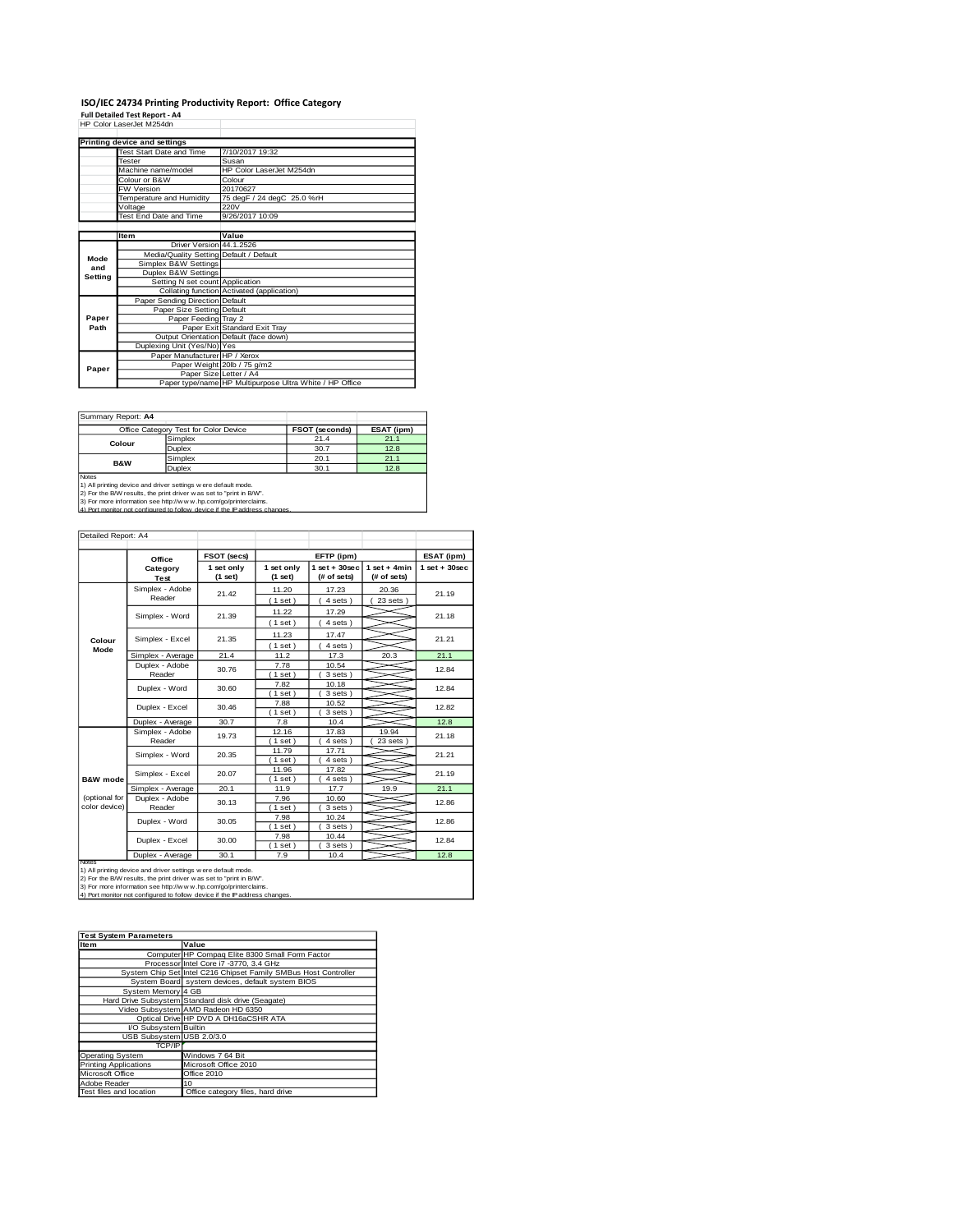# ISO/IEC 24734 Printing Productivity Report: Office Category

**Full Detailed Test Report - A4**

HP Color LaserJet M254dn

| Printing device and settings | |
|---|---|
| Test Start Date and Time | 7/10/2017 19:32 |
| Tester | Susan |
| Machine name/model | HP Color LaserJet M254dn |
| Colour or B&W | Colour |
| FW Version | 20170627 |
| Temperature and Humidity | 75 degF / 24 degC 25.0 %rH |
| Voltage | 220V |
| Test End Date and Time | 9/26/2017 10:09 |

| | Item | Value |
|---|---|---|
| Mode and Setting | Driver Version | 44.1.2526 |
| | Media/Quality Setting | Default / Default |
| | Simplex B&W Settings | |
| | Duplex B&W Settings | |
| | Setting N set count | Application |
| | Collating function | Activated (application) |
| Paper Path | Paper Sending Direction | Default |
| | Paper Size Setting | Default |
| | Paper Feeding | Tray 2 |
| | Paper Exit | Standard Exit Tray |
| | Output Orientation | Default (face down) |
| | Duplexing Unit (Yes/No) | Yes |
| Paper | Paper Manufacturer | HP / Xerox |
| | Paper Weight | 20lb / 75 g/m2 |
| | Paper Size | Letter / A4 |
| | Paper type/name | HP Multipurpose Ultra White / HP Office |

Summary Report: **A4**

| Office Category Test for Color Device | | FSOT (seconds) | ESAT (ipm) |
|---|---|---|---|
| Colour | Simplex | 21.4 | 21.1 |
| | Duplex | 30.7 | 12.8 |
| B&W | Simplex | 20.1 | 21.1 |
| | Duplex | 30.1 | 12.8 |

Notes
1) All printing device and driver settings were default mode.
2) For the B/W results, the print driver was set to "print in B/W".
3) For more information see http://www.hp.com/go/printerclaims.
4) Port monitor not configured to follow device if the IP address changes.

Detailed Report: A4

| | Office Category Test | FSOT (secs) 1 set only (1 set) | EFTP (ipm) 1 set only (1 set) | EFTP (ipm) 1 set + 30sec (# of sets) | EFTP (ipm) 1 set + 4min (# of sets) | ESAT (ipm) 1 set + 30sec |
|---|---|---|---|---|---|---|
| Colour Mode | Simplex - Adobe Reader | 21.42 | 11.20 (1 set) | 17.23 (4 sets) | 20.36 (23 sets) | 21.19 |
| | Simplex - Word | 21.39 | 11.22 (1 set) | 17.29 (4 sets) | | 21.18 |
| | Simplex - Excel | 21.35 | 11.23 (1 set) | 17.47 (4 sets) | | 21.21 |
| | Simplex - Average | 21.4 | 11.2 | 17.3 | 20.3 | 21.1 |
| | Duplex - Adobe Reader | 30.76 | 7.78 (1 set) | 10.54 (3 sets) | | 12.84 |
| | Duplex - Word | 30.60 | 7.82 (1 set) | 10.18 (3 sets) | | 12.84 |
| | Duplex - Excel | 30.46 | 7.88 (1 set) | 10.52 (3 sets) | | 12.82 |
| | Duplex - Average | 30.7 | 7.8 | 10.4 | | 12.8 |
| B&W mode (optional for color device) | Simplex - Adobe Reader | 19.73 | 12.16 (1 set) | 17.83 (4 sets) | 19.94 (23 sets) | 21.18 |
| | Simplex - Word | 20.35 | 11.79 (1 set) | 17.71 (4 sets) | | 21.21 |
| | Simplex - Excel | 20.07 | 11.96 (1 set) | 17.82 (4 sets) | | 21.19 |
| | Simplex - Average | 20.1 | 11.9 | 17.7 | 19.9 | 21.1 |
| | Duplex - Adobe Reader | 30.13 | 7.96 (1 set) | 10.60 (3 sets) | | 12.86 |
| | Duplex - Word | 30.05 | 7.98 (1 set) | 10.24 (3 sets) | | 12.86 |
| | Duplex - Excel | 30.00 | 7.98 (1 set) | 10.44 (3 sets) | | 12.84 |
| | Duplex - Average | 30.1 | 7.9 | 10.4 | | 12.8 |

Notes
1) All printing device and driver settings were default mode.
2) For the B/W results, the print driver was set to "print in B/W".
3) For more information see http://www.hp.com/go/printerclaims.
4) Port monitor not configured to follow device if the IP address changes.

| Test System Parameters | |
|---|---|
| **Item** | **Value** |
| Computer | HP Compaq Elite 8300 Small Form Factor |
| Processor | Intel Core i7 -3770, 3.4 GHz |
| System Chip Set | Intel C216 Chipset Family SMBus Host Controller |
| System Board | system devices, default system BIOS |
| System Memory | 4 GB |
| Hard Drive Subsystem | Standard disk drive (Seagate) |
| Video Subsystem | AMD Radeon HD 6350 |
| Optical Drive | HP DVD A DH16aCSHR ATA |
| I/O Subsystem | Builtin |
| USB Subsystem | USB 2.0/3.0 |
| TCP/IP | |
| Operating System | Windows 7 64 Bit |
| Printing Applications | Microsoft Office 2010 |
| Microsoft Office | Office 2010 |
| Adobe Reader | 10 |
| Test files and location | Office category files, hard drive |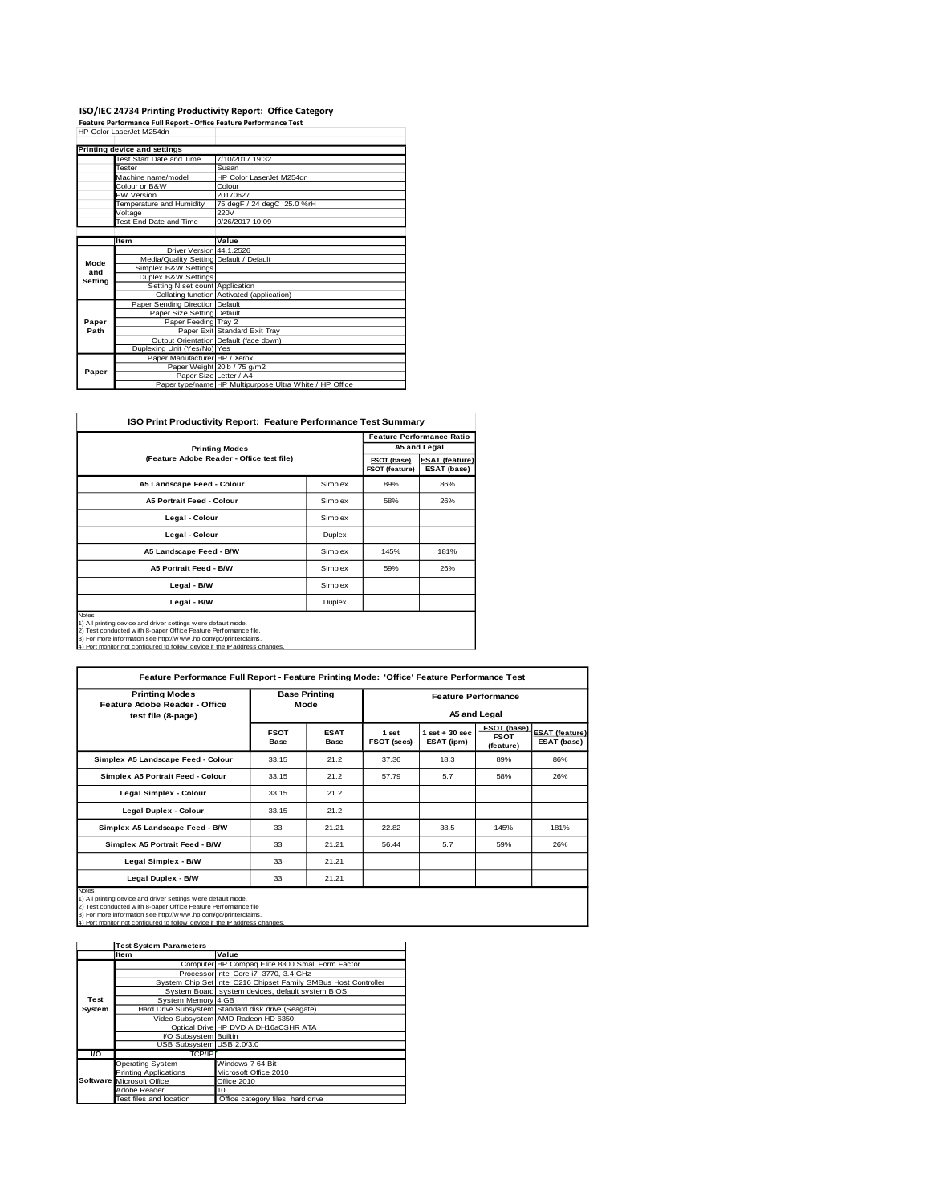# ISO/IEC 24734 Printing Productivity Report: Office Category

**Feature Performance Full Report - Office Feature Performance Test**

HP Color LaserJet M254dn

| Printing device and settings | |
|---|---|
| Test Start Date and Time | 7/10/2017 19:32 |
| Tester | Susan |
| Machine name/model | HP Color LaserJet M254dn |
| Colour or B&W | Colour |
| FW Version | 20170627 |
| Temperature and Humidity | 75 degF / 24 degC 25.0 %rH |
| Voltage | 220V |
| Test End Date and Time | 9/26/2017 10:09 |

| | Item | Value |
|---|---|---|
| Mode and Setting | Driver Version | 44.1.2526 |
| | Media/Quality Setting | Default / Default |
| | Simplex B&W Settings | |
| | Duplex B&W Settings | |
| | Setting N set count | Application |
| | Collating function | Activated (application) |
| Paper Path | Paper Sending Direction | Default |
| | Paper Size Setting | Default |
| | Paper Feeding | Tray 2 |
| | Paper Exit | Standard Exit Tray |
| | Output Orientation | Default (face down) |
| | Duplexing Unit (Yes/No) | Yes |
| Paper | Paper Manufacturer | HP / Xerox |
| | Paper Weight | 20lb / 75 g/m2 |
| | Paper Size | Letter / A4 |
| | Paper type/name | HP Multipurpose Ultra White / HP Office |

## ISO Print Productivity Report: Feature Performance Test Summary

| Printing Modes (Feature Adobe Reader - Office test file) | | Feature Performance Ratio A5 and Legal | |
|---|---|---|---|
| | | FSOT (base) / FSOT (feature) | ESAT (feature) / ESAT (base) |
| A5 Landscape Feed - Colour | Simplex | 89% | 86% |
| A5 Portrait Feed - Colour | Simplex | 58% | 26% |
| Legal - Colour | Simplex | | |
| Legal - Colour | Duplex | | |
| A5 Landscape Feed - B/W | Simplex | 145% | 181% |
| A5 Portrait Feed - B/W | Simplex | 59% | 26% |
| Legal - B/W | Simplex | | |
| Legal - B/W | Duplex | | |

Notes
1) All printing device and driver settings were default mode.
2) Test conducted with 8-paper Office Feature Performance file.
3) For more information see http://www.hp.com/go/printerclaims.
4) Port monitor not configured to follow device if the IP address changes.

## Feature Performance Full Report - Feature Printing Mode: 'Office' Feature Performance Test

| Printing Modes Feature Adobe Reader - Office test file (8-page) | Base Printing Mode | | Feature Performance A5 and Legal | | | |
|---|---|---|---|---|---|---|
| | FSOT Base | ESAT Base | 1 set FSOT (secs) | 1 set + 30 sec ESAT (ipm) | FSOT (base) / FSOT (feature) | ESAT (feature) / ESAT (base) |
| Simplex A5 Landscape Feed - Colour | 33.15 | 21.2 | 37.36 | 18.3 | 89% | 86% |
| Simplex A5 Portrait Feed - Colour | 33.15 | 21.2 | 57.79 | 5.7 | 58% | 26% |
| Legal Simplex - Colour | 33.15 | 21.2 | | | | |
| Legal Duplex - Colour | 33.15 | 21.2 | | | | |
| Simplex A5 Landscape Feed - B/W | 33 | 21.21 | 22.82 | 38.5 | 145% | 181% |
| Simplex A5 Portrait Feed - B/W | 33 | 21.21 | 56.44 | 5.7 | 59% | 26% |
| Legal Simplex - B/W | 33 | 21.21 | | | | |
| Legal Duplex - B/W | 33 | 21.21 | | | | |

Notes
1) All printing device and driver settings were default mode.
2) Test conducted with 8-paper Office Feature Performance file
3) For more information see http://www.hp.com/go/printerclaims.
4) Port monitor not configured to follow device if the IP address changes.

| | Test System Parameters | |
|---|---|---|
| | Item | Value |
| Test System | Computer | HP Compaq Elite 8300 Small Form Factor |
| | Processor | Intel Core i7 -3770, 3.4 GHz |
| | System Chip Set | Intel C216 Chipset Family SMBus Host Controller |
| | System Board | system devices, default system BIOS |
| | System Memory | 4 GB |
| | Hard Drive Subsystem | Standard disk drive (Seagate) |
| | Video Subsystem | AMD Radeon HD 6350 |
| | Optical Drive | HP DVD A DH16aCSHR ATA |
| | I/O Subsystem | Builtin |
| | USB Subsystem | USB 2.0/3.0 |
| I/O | TCP/IP | |
| Software | Operating System | Windows 7 64 Bit |
| | Printing Applications | Microsoft Office 2010 |
| | Microsoft Office | Office 2010 |
| | Adobe Reader | 10 |
| | Test files and location | Office category files, hard drive |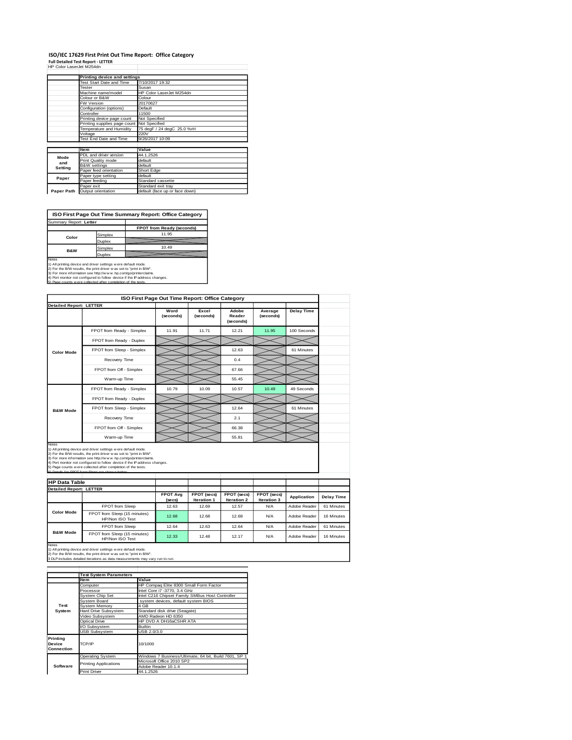# ISO/IEC 17629 First Print Out Time Report: Office Category

**Full Detailed Test Report - LETTER**

HP Color LaserJet M254dn

| | Printing device and settings | |
|---|---|---|
| | Test Start Date and Time | 7/10/2017 19:32 |
| | Tester | Susan |
| | Machine name/model | HP Color LaserJet M254dn |
| | Colour or B&W | Colour |
| | FW Version | 20170627 |
| | Configuration (options) | Default |
| | Controller | 11500 |
| | Printing device page count | Not Specified |
| | Printing supplies page count | Not Specified |
| | Temperature and Humidity | 75 degF / 24 degC 25.0 %rH |
| | Voltage | 220V |
| | Test End Date and Time | 9/26/2017 10:09 |

| | Item | Value |
|---|---|---|
| Mode and Setting | PDL and driver version | 44.1.2526 |
| | Print Quality mode | default |
| | B&W settings | default |
| | Paper feed orientation | Short Edge |
| Paper | Paper type setting | default |
| | Paper feeding | Standard cassette |
| | Paper exit | Standard exit tray |
| Paper Path | Output orientation | default (face up or face down) |

| ISO First Page Out Time Summary Report: Office Category | | |
|---|---|---|
| Summary Report: **Letter** | | |
| | | **FPOT from Ready (seconds)** |
| Color | Simplex | 11.95 |
| | Duplex | |
| B&W | Simplex | 10.49 |
| | Duplex | |

Notes
1) All printing device and driver settings were default mode.
2) For the B/W results, the print driver was set to "print in B/W".
3) For more information see http://www.hp.com/go/printerclaims.
4) Port monitor not configured to follow device if the IP address changes.
5) Page counts were collected after completion of the tests.

| ISO First Page Out Time Report: Office Category | | | | | | |
|---|---|---|---|---|---|---|
| **Detailed Report: LETTER** | | **Word (seconds)** | **Excel (seconds)** | **Adobe Reader (seconds)** | **Average (seconds)** | **Delay Time** |
| Color Mode | FPOT from Ready - Simplex | 11.91 | 11.71 | 12.21 | 11.95 | 100 Seconds |
| | FPOT from Ready - Duplex | | | | | |
| | FPOT from Sleep - Simplex | | | 12.63 | | 61 Minutes |
| | Recovery Time | | | 0.4 | | |
| | FPOT from Off - Simplex | | | 67.66 | | |
| | Warm-up Time | | | 55.45 | | |
| B&W Mode | FPOT from Ready - Simplex | 10.79 | 10.09 | 10.57 | 10.49 | 49 Seconds |
| | FPOT from Ready - Duplex | | | | | |
| | FPOT from Sleep - Simplex | | | 12.64 | | 61 Minutes |
| | Recovery Time | | | 2.1 | | |
| | FPOT from Off - Simplex | | | 66.38 | | |
| | Warm-up Time | | | 55.81 | | |

Notes
1) All printing device and driver settings were default mode.
2) For the B/W results, the print driver was set to "print in B/W".
3) For more information see http://www.hp.com/go/printerclaims.
4) Port monitor not configured to follow device if the IP address changes.
5) Page counts were collected after completion of the tests.
6) Details for FPOT from Sleep are shown below.

| HP Data Table | | | | | | | |
|---|---|---|---|---|---|---|---|
| **Detailed Report: LETTER** | | **FPOT Avg (secs)** | **FPOT (secs) Iteration 1** | **FPOT (secs) Iteration 2** | **FPOT (secs) Iteration 3** | **Application** | **Delay Time** |
| Color Mode | FPOT from Sleep | 12.63 | 12.69 | 12.57 | N/A | Adobe Reader | 61 Minutes |
| | FPOT from Sleep (15 minutes) HP/Non ISO Test | 12.68 | 12.68 | 12.68 | N/A | Adobe Reader | 16 Minutes |
| B&W Mode | FPOT from Sleep | 12.64 | 12.63 | 12.64 | N/A | Adobe Reader | 61 Minutes |
| | FPOT from Sleep (15 minutes) HP/Non ISO Test | 12.33 | 12.48 | 12.17 | N/A | Adobe Reader | 16 Minutes |

Notes
1) All printing device and driver settings were default mode.
2) For the B/W results, the print driver was set to "print in B/W".
3 DLP includes detailed iterations as data measurements may vary run to run.

| | Test System Parameters | |
|---|---|---|
| | Item | Value |
| Test System | Computer | HP Compaq Elite 8300 Small Form Factor |
| | Processor | Intel Core i7 -3770, 3.4 GHz |
| | System Chip Set | Intel C216 Chipset Family SMBus Host Controller |
| | System Board | system devices, default system BIOS |
| | System Memory | 4 GB |
| | Hard Drive Subsystem | Standard disk drive (Seagate) |
| | Video Subsystem | AMD Radeon HD 6350 |
| | Optical Drive | HP DVD A DH16aCSHR ATA |
| | I/O Subsystem | Builtin |
| | USB Subsystem | USB 2.0/3.0 |
| Printing Device Connection | TCP/IP | 10/1000 |
| Software | Operating System | Windows 7 Business/Ultimate, 64 bit, Build 7601, SP 1 |
| | Printing Applications | Microsoft Office 2010 SP2 |
| | | Adobe Reader 10.1.4 |
| | Print Driver | 44.1.2526 |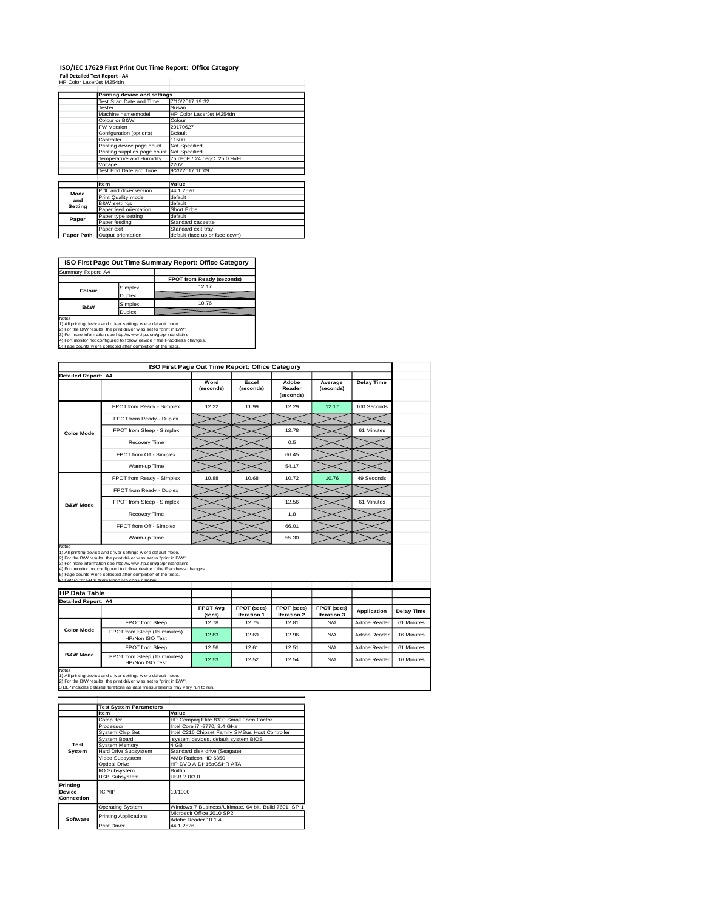# ISO/IEC 17629 First Print Out Time Report: Office Category

**Full Detailed Test Report - A4**

HP Color LaserJet M254dn

| | Printing device and settings | |
|---|---|---|
| | Test Start Date and Time | 7/10/2017 19:32 |
| | Tester | Susan |
| | Machine name/model | HP Color LaserJet M254dn |
| | Colour or B&W | Colour |
| | FW Version | 20170627 |
| | Configuration (options) | Default |
| | Controller | 11500 |
| | Printing device page count | Not Specified |
| | Printing supplies page count | Not Specified |
| | Temperature and Humidity | 75 degF / 24 degC 25.0 %rH |
| | Voltage | 220V |
| | Test End Date and Time | 9/26/2017 10:09 |

| | Item | Value |
|---|---|---|
| Mode and Setting | PDL and driver version | 44.1.2526 |
| | Print Quality mode | default |
| | B&W settings | default |
| | Paper feed orientation | Short Edge |
| Paper | Paper type setting | default |
| | Paper feeding | Standard cassette |
| | Paper exit | Standard exit tray |
| Paper Path | Output orientation | default (face up or face down) |

## ISO First Page Out Time Summary Report: Office Category

| Summary Report: A4 | | |
|---|---|---|
| | | FPOT from Ready (seconds) |
| Colour | Simplex | 12.17 |
| | Duplex | |
| B&W | Simplex | 10.76 |
| | Duplex | |

Notes
1) All printing device and driver settings were default mode.
2) For the B/W results, the print driver was set to "print in B/W".
3) For more information see http://www.hp.com/go/printerclaims.
4) Port monitor not configured to follow device if the IP address changes.
5) Page counts were collected after completion of the tests.

## ISO First Page Out Time Report: Office Category

| Detailed Report: A4 | | Word (seconds) | Excel (seconds) | Adobe Reader (seconds) | Average (seconds) | Delay Time |
|---|---|---|---|---|---|---|
| Color Mode | FPOT from Ready - Simplex | 12.22 | 11.99 | 12.29 | 12.17 | 100 Seconds |
| | FPOT from Ready - Duplex | | | | | |
| | FPOT from Sleep - Simplex | | | 12.78 | | 61 Minutes |
| | Recovery Time | | | 0.5 | | |
| | FPOT from Off - Simplex | | | 66.45 | | |
| | Warm-up Time | | | 54.17 | | |
| B&W Mode | FPOT from Ready - Simplex | 10.88 | 10.68 | 10.72 | 10.76 | 49 Seconds |
| | FPOT from Ready - Duplex | | | | | |
| | FPOT from Sleep - Simplex | | | 12.56 | | 61 Minutes |
| | Recovery Time | | | 1.8 | | |
| | FPOT from Off - Simplex | | | 66.01 | | |
| | Warm-up Time | | | 55.30 | | |

Notes
1) All printing device and driver settings were default mode.
2) For the B/W results, the print driver was set to "print in B/W".
3) For more information see http://www.hp.com/go/printerclaims.
4) Port monitor not configured to follow device if the IP address changes.
5) Page counts were collected after completion of the tests.
6) Details for FPOT from Sleep are shown below.

## HP Data Table

| Detailed Report: A4 | | FPOT Avg (secs) | FPOT (secs) Iteration 1 | FPOT (secs) Iteration 2 | FPOT (secs) Iteration 3 | Application | Delay Time |
|---|---|---|---|---|---|---|---|
| Color Mode | FPOT from Sleep | 12.78 | 12.75 | 12.81 | N/A | Adobe Reader | 61 Minutes |
| | FPOT from Sleep (15 minutes) HP/Non ISO Test | 12.83 | 12.69 | 12.96 | N/A | Adobe Reader | 16 Minutes |
| B&W Mode | FPOT from Sleep | 12.56 | 12.61 | 12.51 | N/A | Adobe Reader | 61 Minutes |
| | FPOT from Sleep (15 minutes) HP/Non ISO Test | 12.53 | 12.52 | 12.54 | N/A | Adobe Reader | 16 Minutes |

Notes
1) All printing device and driver settings were default mode.
2) For the B/W results, the print driver was set to "print in B/W".
3 DLP includes detailed iterations as data measurements may vary run to run.

| | Test System Parameters | |
|---|---|---|
| | Item | Value |
| Test System | Computer | HP Compaq Elite 8300 Small Form Factor |
| | Processor | Intel Core i7 -3770, 3.4 GHz |
| | System Chip Set | Intel C216 Chipset Family SMBus Host Controller |
| | System Board | system devices, default system BIOS |
| | System Memory | 4 GB |
| | Hard Drive Subsystem | Standard disk drive (Seagate) |
| | Video Subsystem | AMD Radeon HD 6350 |
| | Optical Drive | HP DVD A DH16aCSHR ATA |
| | I/O Subsystem | Builtin |
| | USB Subsystem | USB 2.0/3.0 |
| Printing Device Connection | TCP/IP | 10/1000 |
| Software | Operating System | Windows 7 Business/Ultimate, 64 bit, Build 7601, SP 1 |
| | Printing Applications | Microsoft Office 2010 SP2 |
| | | Adobe Reader 10.1.4 |
| | Print Driver | 44.1.2526 |